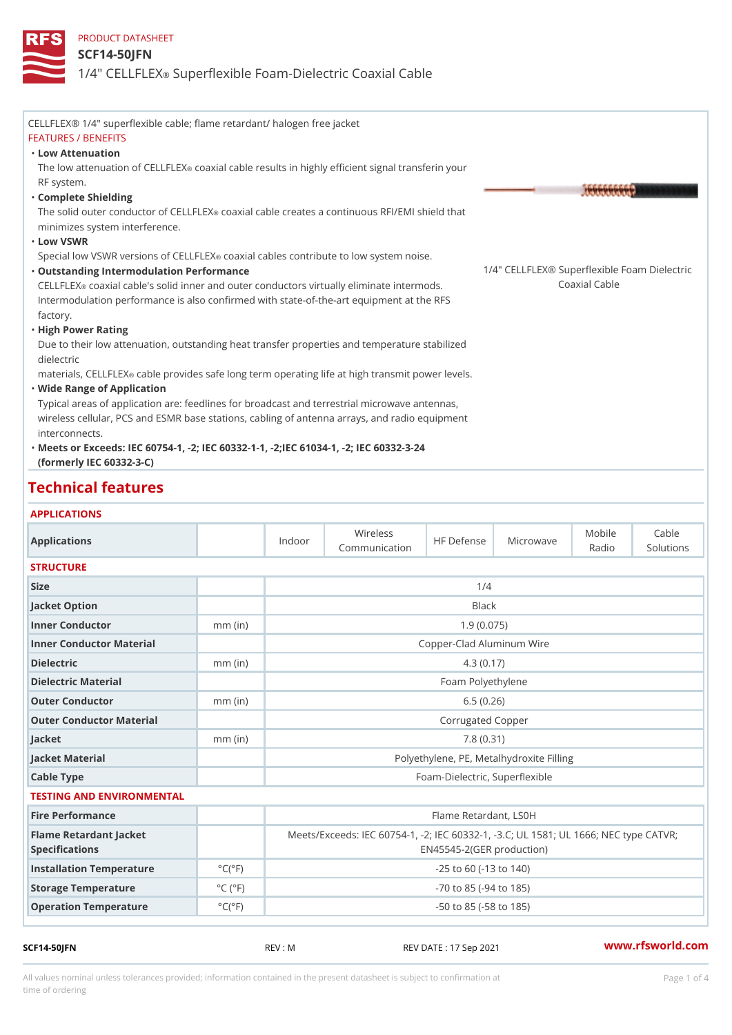PRODUCT DATASHEET

# SCF14-50JFN

## 1/4" CELLFLEX® Superflexible Foam-Dielectric Coaxial Cable

CELLFLEX® 1/4" superflexible cable; flame retardant/ halogen free jacket

FEATURES / BENEFITS

- **Low Attenuation**
  The low attenuation of CELLFLEX® coaxial cable results in highly efficient signal transferin your RF system.
- **Complete Shielding**
  The solid outer conductor of CELLFLEX® coaxial cable creates a continuous RFI/EMI shield that minimizes system interference.
- **Low VSWR**
  Special low VSWR versions of CELLFLEX® coaxial cables contribute to low system noise.
- **Outstanding Intermodulation Performance**
  CELLFLEX® coaxial cable's solid inner and outer conductors virtually eliminate intermods. Intermodulation performance is also confirmed with state-of-the-art equipment at the RFS factory.
- **High Power Rating**
  Due to their low attenuation, outstanding heat transfer properties and temperature stabilized dielectric materials, CELLFLEX® cable provides safe long term operating life at high transmit power levels.
- **Wide Range of Application**
  Typical areas of application are: feedlines for broadcast and terrestrial microwave antennas, wireless cellular, PCS and ESMR base stations, cabling of antenna arrays, and radio equipment interconnects.
- **Meets or Exceeds: IEC 60754-1, -2; IEC 60332-1-1, -2;IEC 61034-1, -2; IEC 60332-3-24 (formerly IEC 60332-3-C)**

1/4" CELLFLEX® Superflexible Foam Dielectric Coaxial Cable

## Technical features

### APPLICATIONS

| Applications | | Indoor | Wireless Communication | HF Defense | Microwave | Mobile Radio | Cable Solutions |
|---|---|---|---|---|---|---|---|

### STRUCTURE

| | | |
|---|---|---|
| Size | | 1/4 |
| Jacket Option | | Black |
| Inner Conductor | mm (in) | 1.9 (0.075) |
| Inner Conductor Material | | Copper-Clad Aluminum Wire |
| Dielectric | mm (in) | 4.3 (0.17) |
| Dielectric Material | | Foam Polyethylene |
| Outer Conductor | mm (in) | 6.5 (0.26) |
| Outer Conductor Material | | Corrugated Copper |
| Jacket | mm (in) | 7.8 (0.31) |
| Jacket Material | | Polyethylene, PE, Metalhydroxite Filling |
| Cable Type | | Foam-Dielectric, Superflexible |

### TESTING AND ENVIRONMENTAL

| | | |
|---|---|---|
| Fire Performance | | Flame Retardant, LS0H |
| Flame Retardant Jacket Specifications | | Meets/Exceeds: IEC 60754-1, -2; IEC 60332-1, -3.C; UL 1581; UL 1666; NEC type CATVR; EN45545-2(GER production) |
| Installation Temperature | °C(°F) | -25 to 60 (-13 to 140) |
| Storage Temperature | °C (°F) | -70 to 85 (-94 to 185) |
| Operation Temperature | °C(°F) | -50 to 85 (-58 to 185) |

SCF14-50JFN REV : M REV DATE : 17 Sep 2021 www.rfsworld.com

All values nominal unless tolerances provided; information contained in the present datasheet is subject to confirmation at time of ordering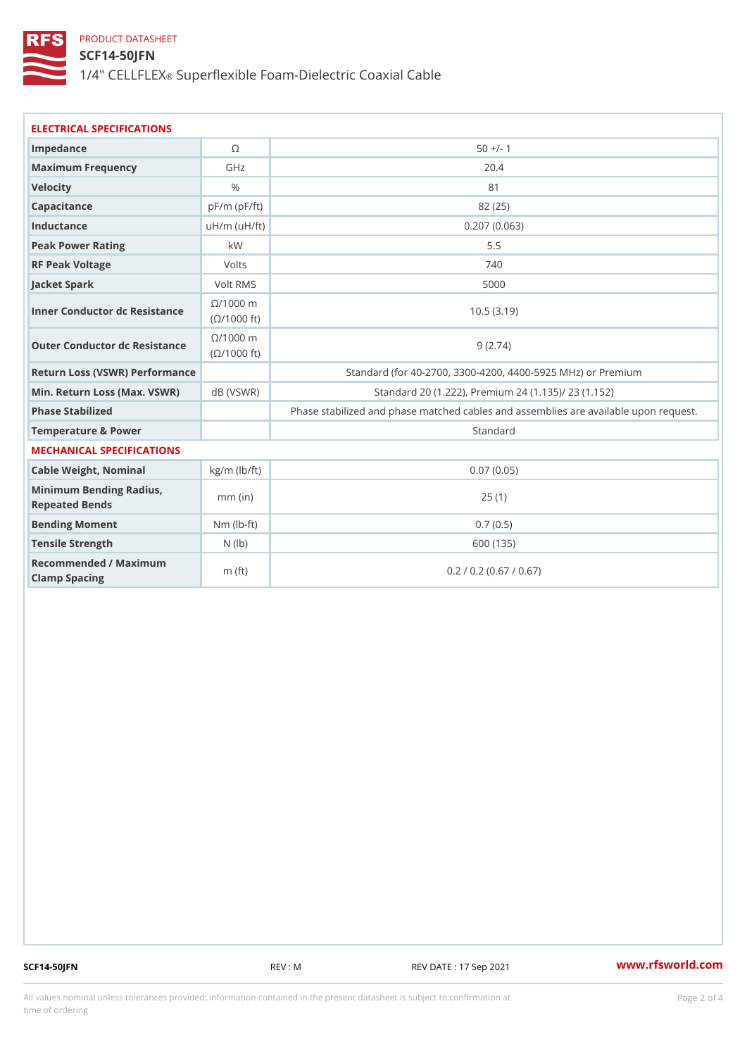PRODUCT DATASHEET

# SCF14-50JFN

1/4" CELLFLEX® Superflexible Foam-Dielectric Coaxial Cable

## ELECTRICAL SPECIFICATIONS

| | | |
|---|---|---|
| Impedance | Ω | 50 +/- 1 |
| Maximum Frequency | GHz | 20.4 |
| Velocity | % | 81 |
| Capacitance | pF/m (pF/ft) | 82 (25) |
| Inductance | uH/m (uH/ft) | 0.207 (0.063) |
| Peak Power Rating | kW | 5.5 |
| RF Peak Voltage | Volts | 740 |
| Jacket Spark | Volt RMS | 5000 |
| Inner Conductor dc Resistance | Ω/1000 m (Ω/1000 ft) | 10.5 (3.19) |
| Outer Conductor dc Resistance | Ω/1000 m (Ω/1000 ft) | 9 (2.74) |
| Return Loss (VSWR) Performance | | Standard (for 40-2700, 3300-4200, 4400-5925 MHz) or Premium |
| Min. Return Loss (Max. VSWR) | dB (VSWR) | Standard 20 (1.222), Premium 24 (1.135)/ 23 (1.152) |
| Phase Stabilized | | Phase stabilized and phase matched cables and assemblies are available upon request. |
| Temperature & Power | | Standard |

## MECHANICAL SPECIFICATIONS

| | | |
|---|---|---|
| Cable Weight, Nominal | kg/m (lb/ft) | 0.07 (0.05) |
| Minimum Bending Radius, Repeated Bends | mm (in) | 25 (1) |
| Bending Moment | Nm (lb-ft) | 0.7 (0.5) |
| Tensile Strength | N (lb) | 600 (135) |
| Recommended / Maximum Clamp Spacing | m (ft) | 0.2 / 0.2 (0.67 / 0.67) |

SCF14-50JFN REV : M REV DATE : 17 Sep 2021 www.rfsworld.com

All values nominal unless tolerances provided; information contained in the present datasheet is subject to confirmation at time of ordering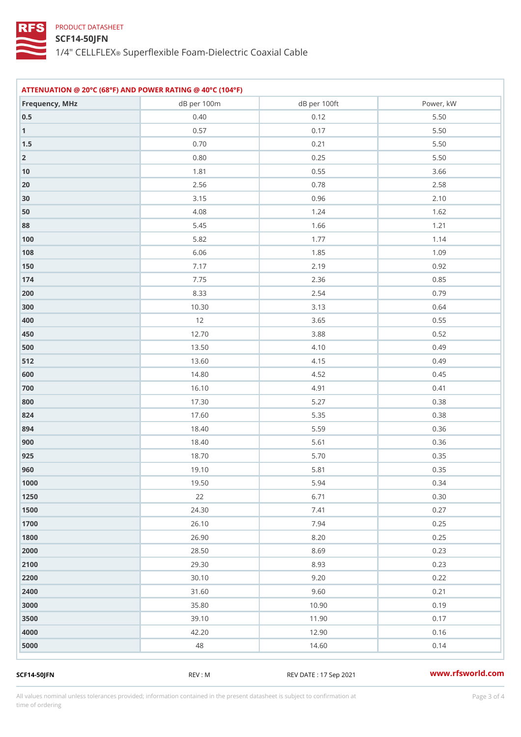PRODUCT DATASHEET

# SCF14-50JFN

## 1/4" CELLFLEX® Superflexible Foam-Dielectric Coaxial Cable

### ATTENUATION @ 20°C (68°F) AND POWER RATING @ 40°C (104°F)

| Frequency, MHz | dB per 100m | dB per 100ft | Power, kW |
|---|---|---|---|
| 0.5 | 0.40 | 0.12 | 5.50 |
| 1 | 0.57 | 0.17 | 5.50 |
| 1.5 | 0.70 | 0.21 | 5.50 |
| 2 | 0.80 | 0.25 | 5.50 |
| 10 | 1.81 | 0.55 | 3.66 |
| 20 | 2.56 | 0.78 | 2.58 |
| 30 | 3.15 | 0.96 | 2.10 |
| 50 | 4.08 | 1.24 | 1.62 |
| 88 | 5.45 | 1.66 | 1.21 |
| 100 | 5.82 | 1.77 | 1.14 |
| 108 | 6.06 | 1.85 | 1.09 |
| 150 | 7.17 | 2.19 | 0.92 |
| 174 | 7.75 | 2.36 | 0.85 |
| 200 | 8.33 | 2.54 | 0.79 |
| 300 | 10.30 | 3.13 | 0.64 |
| 400 | 12 | 3.65 | 0.55 |
| 450 | 12.70 | 3.88 | 0.52 |
| 500 | 13.50 | 4.10 | 0.49 |
| 512 | 13.60 | 4.15 | 0.49 |
| 600 | 14.80 | 4.52 | 0.45 |
| 700 | 16.10 | 4.91 | 0.41 |
| 800 | 17.30 | 5.27 | 0.38 |
| 824 | 17.60 | 5.35 | 0.38 |
| 894 | 18.40 | 5.59 | 0.36 |
| 900 | 18.40 | 5.61 | 0.36 |
| 925 | 18.70 | 5.70 | 0.35 |
| 960 | 19.10 | 5.81 | 0.35 |
| 1000 | 19.50 | 5.94 | 0.34 |
| 1250 | 22 | 6.71 | 0.30 |
| 1500 | 24.30 | 7.41 | 0.27 |
| 1700 | 26.10 | 7.94 | 0.25 |
| 1800 | 26.90 | 8.20 | 0.25 |
| 2000 | 28.50 | 8.69 | 0.23 |
| 2100 | 29.30 | 8.93 | 0.23 |
| 2200 | 30.10 | 9.20 | 0.22 |
| 2400 | 31.60 | 9.60 | 0.21 |
| 3000 | 35.80 | 10.90 | 0.19 |
| 3500 | 39.10 | 11.90 | 0.17 |
| 4000 | 42.20 | 12.90 | 0.16 |
| 5000 | 48 | 14.60 | 0.14 |

SCF14-50JFN REV : M REV DATE : 17 Sep 2021 www.rfsworld.com

All values nominal unless tolerances provided; information contained in the present datasheet is subject to confirmation at time of ordering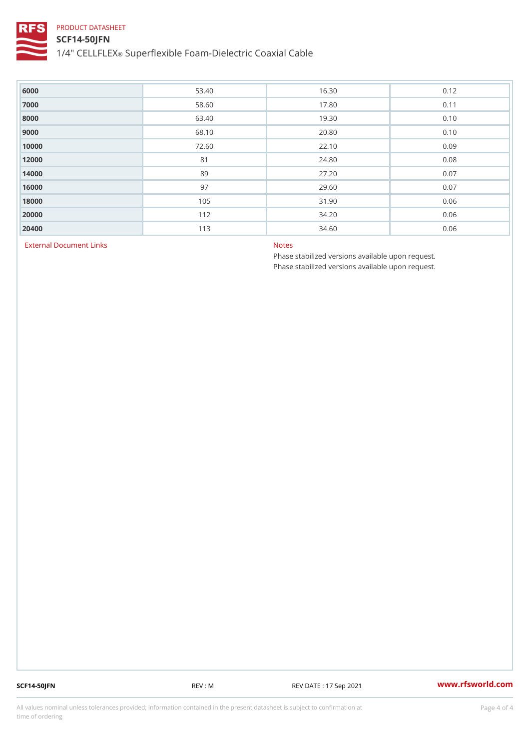| | | | |
|---|---|---|---|
| 6000 | 53.40 | 16.30 | 0.12 |
| 7000 | 58.60 | 17.80 | 0.11 |
| 8000 | 63.40 | 19.30 | 0.10 |
| 9000 | 68.10 | 20.80 | 0.10 |
| 10000 | 72.60 | 22.10 | 0.09 |
| 12000 | 81 | 24.80 | 0.08 |
| 14000 | 89 | 27.20 | 0.07 |
| 16000 | 97 | 29.60 | 0.07 |
| 18000 | 105 | 31.90 | 0.06 |
| 20000 | 112 | 34.20 | 0.06 |
| 20400 | 113 | 34.60 | 0.06 |

External Document Links

Notes

Phase stabilized versions available upon request.
Phase stabilized versions available upon request.